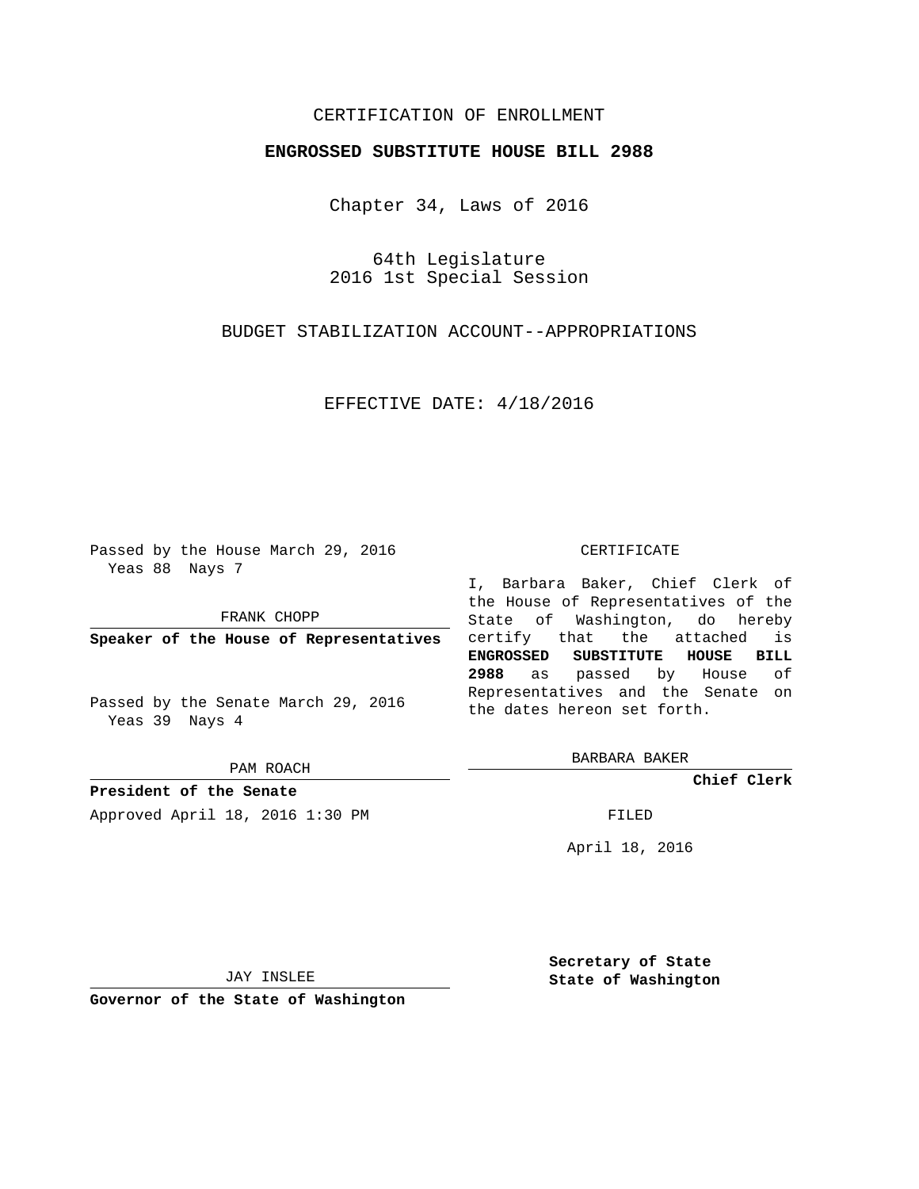CERTIFICATION OF ENROLLMENT

**ENGROSSED SUBSTITUTE HOUSE BILL 2988**

Chapter 34, Laws of 2016

64th Legislature
2016 1st Special Session

BUDGET STABILIZATION ACCOUNT--APPROPRIATIONS

EFFECTIVE DATE: 4/18/2016

Passed by the House March 29, 2016
Yeas 88 Nays 7

FRANK CHOPP

**Speaker of the House of Representatives**

Passed by the Senate March 29, 2016
Yeas 39 Nays 4

PAM ROACH

**President of the Senate**

Approved April 18, 2016 1:30 PM

JAY INSLEE

**Governor of the State of Washington**

CERTIFICATE

I, Barbara Baker, Chief Clerk of the House of Representatives of the State of Washington, do hereby certify that the attached is **ENGROSSED SUBSTITUTE HOUSE BILL 2988** as passed by House of Representatives and the Senate on the dates hereon set forth.

BARBARA BAKER

**Chief Clerk**

FILED

April 18, 2016

**Secretary of State**
**State of Washington**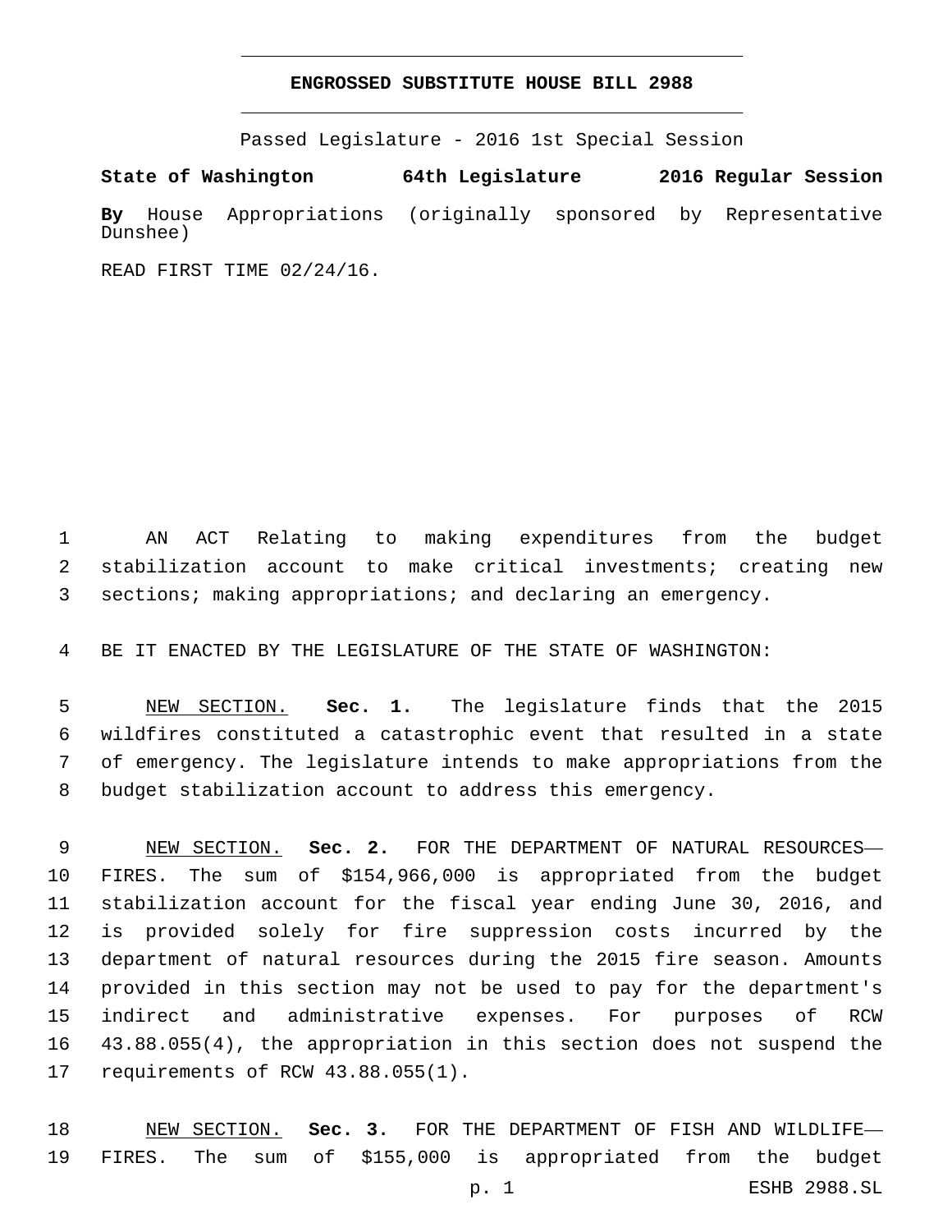**ENGROSSED SUBSTITUTE HOUSE BILL 2988**

Passed Legislature - 2016 1st Special Session

**State of Washington 64th Legislature 2016 Regular Session**

**By** House Appropriations (originally sponsored by Representative Dunshee)

READ FIRST TIME 02/24/16.

AN ACT Relating to making expenditures from the budget stabilization account to make critical investments; creating new sections; making appropriations; and declaring an emergency.

BE IT ENACTED BY THE LEGISLATURE OF THE STATE OF WASHINGTON:

NEW SECTION. **Sec. 1.** The legislature finds that the 2015 wildfires constituted a catastrophic event that resulted in a state of emergency. The legislature intends to make appropriations from the budget stabilization account to address this emergency.

NEW SECTION. **Sec. 2.** FOR THE DEPARTMENT OF NATURAL RESOURCES—FIRES. The sum of $154,966,000 is appropriated from the budget stabilization account for the fiscal year ending June 30, 2016, and is provided solely for fire suppression costs incurred by the department of natural resources during the 2015 fire season. Amounts provided in this section may not be used to pay for the department's indirect and administrative expenses. For purposes of RCW 43.88.055(4), the appropriation in this section does not suspend the requirements of RCW 43.88.055(1).

NEW SECTION. **Sec. 3.** FOR THE DEPARTMENT OF FISH AND WILDLIFE—FIRES. The sum of $155,000 is appropriated from the budget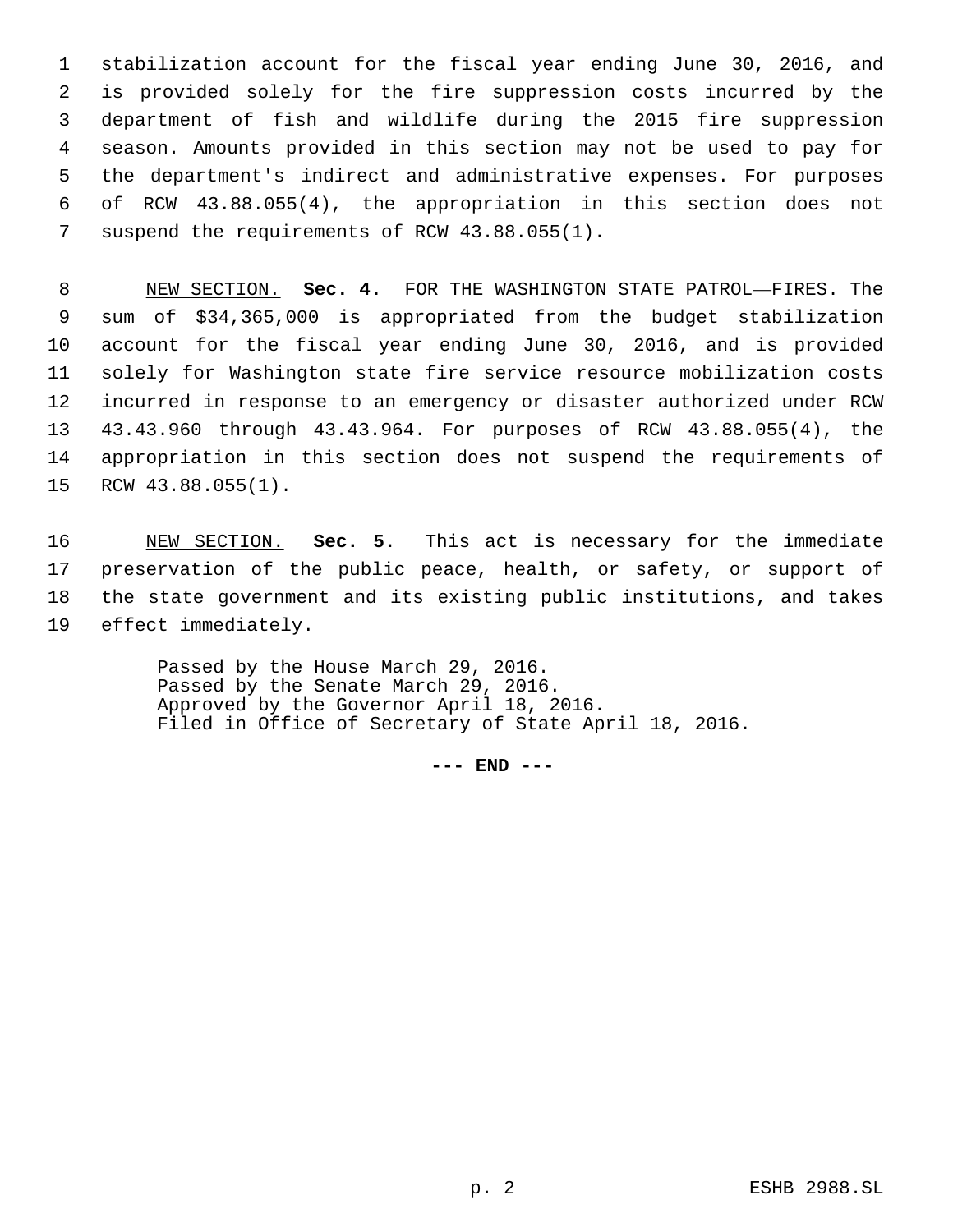stabilization account for the fiscal year ending June 30, 2016, and is provided solely for the fire suppression costs incurred by the department of fish and wildlife during the 2015 fire suppression season. Amounts provided in this section may not be used to pay for the department's indirect and administrative expenses. For purposes of RCW 43.88.055(4), the appropriation in this section does not suspend the requirements of RCW 43.88.055(1).

NEW SECTION. **Sec. 4.** FOR THE WASHINGTON STATE PATROL—FIRES. The sum of $34,365,000 is appropriated from the budget stabilization account for the fiscal year ending June 30, 2016, and is provided solely for Washington state fire service resource mobilization costs incurred in response to an emergency or disaster authorized under RCW 43.43.960 through 43.43.964. For purposes of RCW 43.88.055(4), the appropriation in this section does not suspend the requirements of RCW 43.88.055(1).

NEW SECTION. **Sec. 5.** This act is necessary for the immediate preservation of the public peace, health, or safety, or support of the state government and its existing public institutions, and takes effect immediately.

Passed by the House March 29, 2016.
Passed by the Senate March 29, 2016.
Approved by the Governor April 18, 2016.
Filed in Office of Secretary of State April 18, 2016.

**--- END ---**